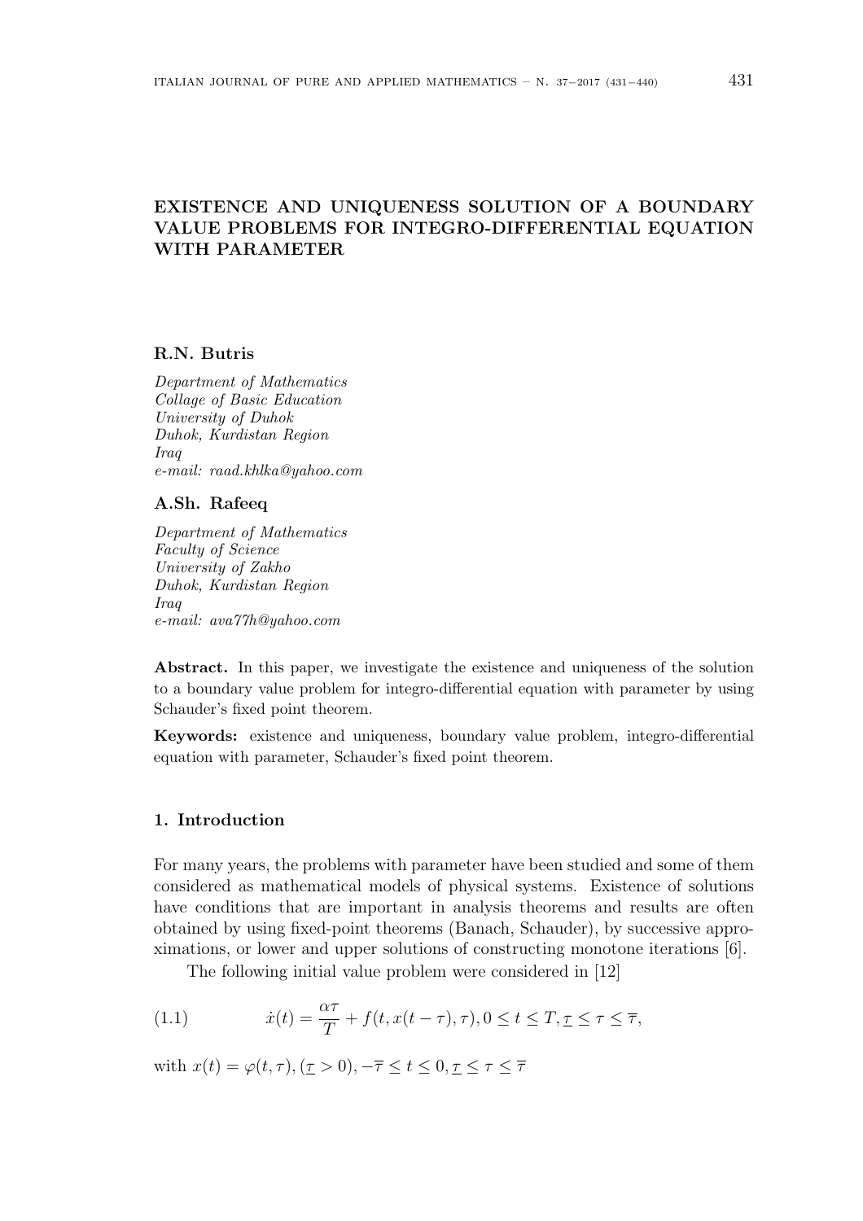# EXISTENCE AND UNIQUENESS SOLUTION OF A BOUNDARY VALUE PROBLEMS FOR INTEGRO-DIFFERENTIAL EQUATION WITH PARAMETER

**R.N. Butris**

*Department of Mathematics*
*Collage of Basic Education*
*University of Duhok*
*Duhok, Kurdistan Region*
*Iraq*
*e-mail: raad.khlka@yahoo.com*

**A.Sh. Rafeeq**

*Department of Mathematics*
*Faculty of Science*
*University of Zakho*
*Duhok, Kurdistan Region*
*Iraq*
*e-mail: ava77h@yahoo.com*

**Abstract.** In this paper, we investigate the existence and uniqueness of the solution to a boundary value problem for integro-differential equation with parameter by using Schauder's fixed point theorem.

**Keywords:** existence and uniqueness, boundary value problem, integro-differential equation with parameter, Schauder's fixed point theorem.

## 1. Introduction

For many years, the problems with parameter have been studied and some of them considered as mathematical models of physical systems. Existence of solutions have conditions that are important in analysis theorems and results are often obtained by using fixed-point theorems (Banach, Schauder), by successive approximations, or lower and upper solutions of constructing monotone iterations [6].

The following initial value problem were considered in [12]

$$\dot{x}(t) = \frac{\alpha\tau}{T} + f(t, x(t-\tau), \tau), 0 \leq t \leq T, \underline{\tau} \leq \tau \leq \overline{\tau}, \tag{1.1}$$

with $x(t) = \varphi(t, \tau), (\underline{\tau} > 0), -\overline{\tau} \leq t \leq 0, \underline{\tau} \leq \tau \leq \overline{\tau}$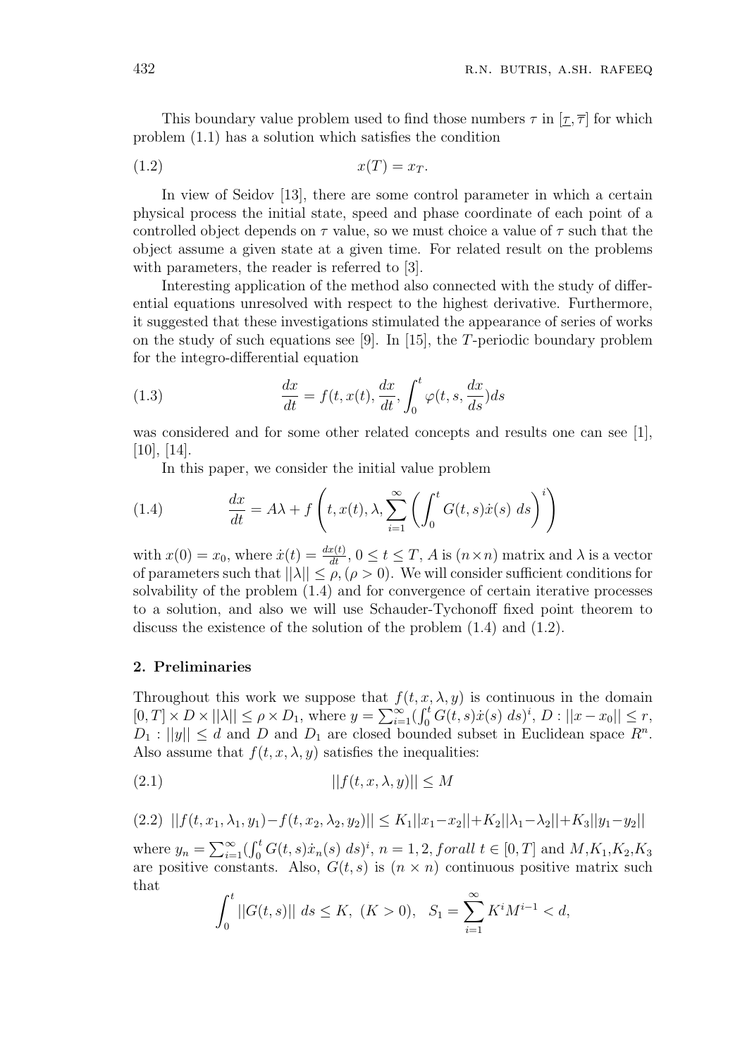This boundary value problem used to find those numbers $\tau$ in $[\underline{\tau}, \overline{\tau}]$ for which problem (1.1) has a solution which satisfies the condition

$$x(T) = x_T. \tag{1.2}$$

In view of Seidov [13], there are some control parameter in which a certain physical process the initial state, speed and phase coordinate of each point of a controlled object depends on $\tau$ value, so we must choice a value of $\tau$ such that the object assume a given state at a given time. For related result on the problems with parameters, the reader is referred to [3].

Interesting application of the method also connected with the study of differential equations unresolved with respect to the highest derivative. Furthermore, it suggested that these investigations stimulated the appearance of series of works on the study of such equations see [9]. In [15], the $T$-periodic boundary problem for the integro-differential equation

$$\frac{dx}{dt} = f(t, x(t), \frac{dx}{dt}, \int_0^t \varphi(t, s, \frac{dx}{ds})ds \tag{1.3}$$

was considered and for some other related concepts and results one can see [1], [10], [14].

In this paper, we consider the initial value problem

$$\frac{dx}{dt} = A\lambda + f\left(t, x(t), \lambda, \sum_{i=1}^{\infty} \left(\int_0^t G(t,s)\dot{x}(s)\ ds\right)^i\right) \tag{1.4}$$

with $x(0) = x_0$, where $\dot{x}(t) = \frac{dx(t)}{dt}$, $0 \leq t \leq T$, $A$ is $(n \times n)$ matrix and $\lambda$ is a vector of parameters such that $||\lambda|| \leq \rho, (\rho > 0)$. We will consider sufficient conditions for solvability of the problem (1.4) and for convergence of certain iterative processes to a solution, and also we will use Schauder-Tychonoff fixed point theorem to discuss the existence of the solution of the problem (1.4) and (1.2).

## 2. Preliminaries

Throughout this work we suppose that $f(t, x, \lambda, y)$ is continuous in the domain $[0, T] \times D \times ||\lambda|| \leq \rho \times D_1$, where $y = \sum_{i=1}^{\infty}(\int_0^t G(t,s)\dot{x}(s)\ ds)^i$, $D : ||x - x_0|| \leq r$, $D_1 : ||y|| \leq d$ and $D$ and $D_1$ are closed bounded subset in Euclidean space $R^n$. Also assume that $f(t, x, \lambda, y)$ satisfies the inequalities:

$$||f(t, x, \lambda, y)|| \leq M \tag{2.1}$$

$$||f(t, x_1, \lambda_1, y_1) - f(t, x_2, \lambda_2, y_2)|| \leq K_1||x_1 - x_2|| + K_2||\lambda_1 - \lambda_2|| + K_3||y_1 - y_2|| \tag{2.2}$$

where $y_n = \sum_{i=1}^{\infty}(\int_0^t G(t,s)\dot{x}_n(s)\ ds)^i$, $n = 1, 2, forall\ t \in [0, T]$ and $M$,$K_1$,$K_2$,$K_3$ are positive constants. Also, $G(t, s)$ is $(n \times n)$ continuous positive matrix such that

$$\int_0^t ||G(t,s)||\ ds \leq K,\ (K > 0), \quad S_1 = \sum_{i=1}^{\infty} K^i M^{i-1} < d,$$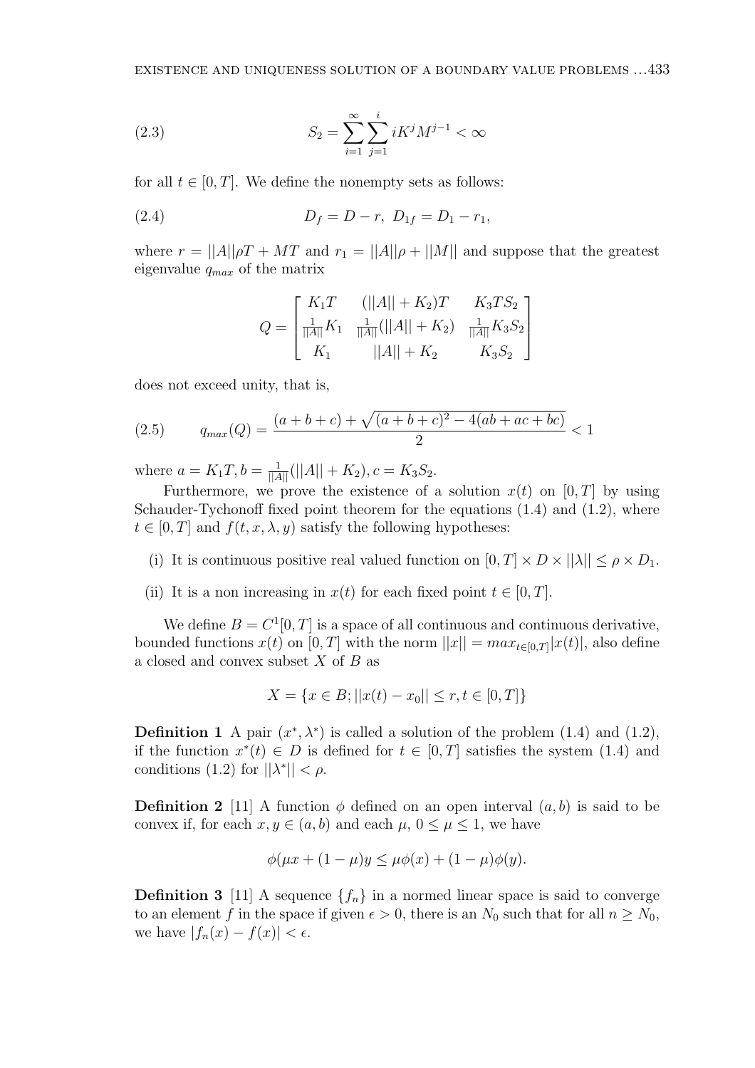$$S_2 = \sum_{i=1}^{\infty} \sum_{j=1}^{i} iK^j M^{j-1} < \infty \tag{2.3}$$

for all $t \in [0, T]$. We define the nonempty sets as follows:

$$D_f = D - r, \; D_{1f} = D_1 - r_1, \tag{2.4}$$

where $r = ||A||\rho T + MT$ and $r_1 = ||A||\rho + ||M||$ and suppose that the greatest eigenvalue $q_{max}$ of the matrix

$$Q = \begin{bmatrix} K_1 T & (||A|| + K_2)T & K_3 T S_2 \\ \frac{1}{||A||} K_1 & \frac{1}{||A||}(||A|| + K_2) & \frac{1}{||A||} K_3 S_2 \\ K_1 & ||A|| + K_2 & K_3 S_2 \end{bmatrix}$$

does not exceed unity, that is,

$$q_{max}(Q) = \frac{(a+b+c) + \sqrt{(a+b+c)^2 - 4(ab+ac+bc)}}{2} < 1 \tag{2.5}$$

where $a = K_1 T, b = \frac{1}{||A||}(||A|| + K_2), c = K_3 S_2$.

Furthermore, we prove the existence of a solution $x(t)$ on $[0, T]$ by using Schauder-Tychonoff fixed point theorem for the equations (1.4) and (1.2), where $t \in [0, T]$ and $f(t, x, \lambda, y)$ satisfy the following hypotheses:

(i) It is continuous positive real valued function on $[0, T] \times D \times ||\lambda|| \leq \rho \times D_1$.

(ii) It is a non increasing in $x(t)$ for each fixed point $t \in [0, T]$.

We define $B = C^1[0, T]$ is a space of all continuous and continuous derivative, bounded functions $x(t)$ on $[0, T]$ with the norm $||x|| = max_{t \in [0,T]} |x(t)|$, also define a closed and convex subset $X$ of $B$ as

$$X = \{x \in B; ||x(t) - x_0|| \leq r, t \in [0, T]\}$$

**Definition 1** A pair $(x^*, \lambda^*)$ is called a solution of the problem (1.4) and (1.2), if the function $x^*(t) \in D$ is defined for $t \in [0, T]$ satisfies the system (1.4) and conditions (1.2) for $||\lambda^*|| < \rho$.

**Definition 2** [11] A function $\phi$ defined on an open interval $(a, b)$ is said to be convex if, for each $x, y \in (a, b)$ and each $\mu$, $0 \leq \mu \leq 1$, we have

$$\phi(\mu x + (1 - \mu)y \leq \mu \phi(x) + (1 - \mu)\phi(y).$$

**Definition 3** [11] A sequence $\{f_n\}$ in a normed linear space is said to converge to an element $f$ in the space if given $\epsilon > 0$, there is an $N_0$ such that for all $n \geq N_0$, we have $|f_n(x) - f(x)| < \epsilon$.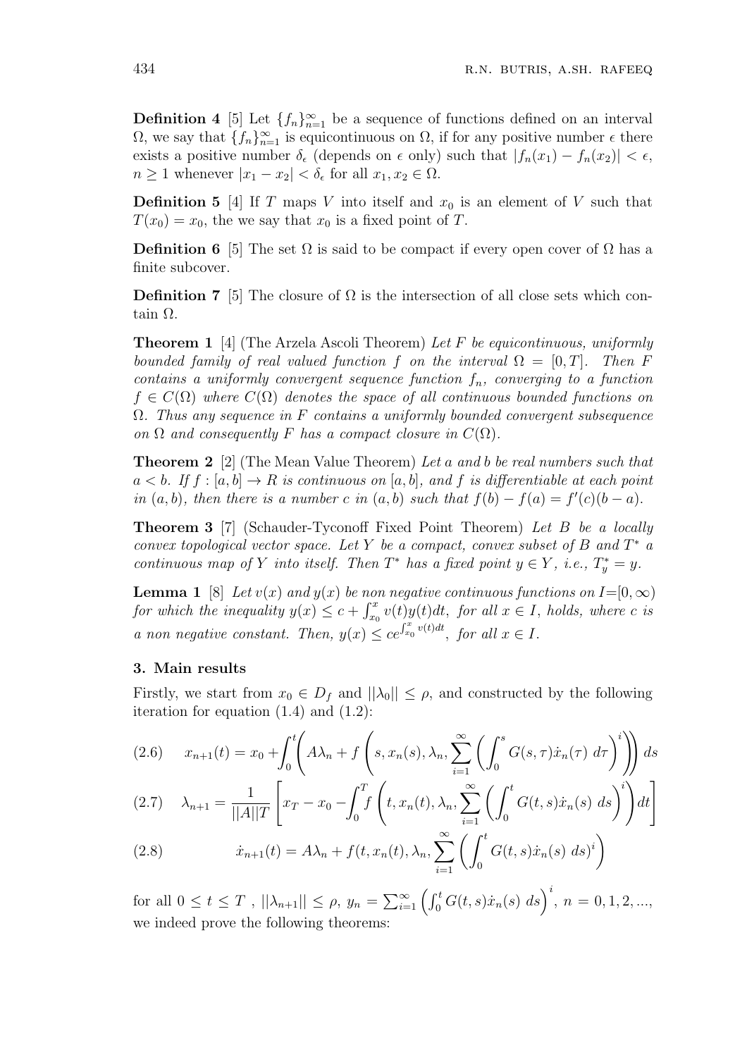**Definition 4** [5] Let $\{f_n\}_{n=1}^{\infty}$ be a sequence of functions defined on an interval $\Omega$, we say that $\{f_n\}_{n=1}^{\infty}$ is equicontinuous on $\Omega$, if for any positive number $\epsilon$ there exists a positive number $\delta_\epsilon$ (depends on $\epsilon$ only) such that $|f_n(x_1) - f_n(x_2)| < \epsilon$, $n \geq 1$ whenever $|x_1 - x_2| < \delta_\epsilon$ for all $x_1, x_2 \in \Omega$.

**Definition 5** [4] If $T$ maps $V$ into itself and $x_0$ is an element of $V$ such that $T(x_0) = x_0$, the we say that $x_0$ is a fixed point of $T$.

**Definition 6** [5] The set $\Omega$ is said to be compact if every open cover of $\Omega$ has a finite subcover.

**Definition 7** [5] The closure of $\Omega$ is the intersection of all close sets which contain $\Omega$.

**Theorem 1** [4] (The Arzela Ascoli Theorem) *Let $F$ be equicontinuous, uniformly bounded family of real valued function $f$ on the interval $\Omega = [0, T]$. Then $F$ contains a uniformly convergent sequence function $f_n$, converging to a function $f \in C(\Omega)$ where $C(\Omega)$ denotes the space of all continuous bounded functions on $\Omega$. Thus any sequence in $F$ contains a uniformly bounded convergent subsequence on $\Omega$ and consequently $F$ has a compact closure in $C(\Omega)$.*

**Theorem 2** [2] (The Mean Value Theorem) *Let $a$ and $b$ be real numbers such that $a < b$. If $f : [a, b] \to R$ is continuous on $[a, b]$, and $f$ is differentiable at each point in $(a, b)$, then there is a number $c$ in $(a, b)$ such that $f(b) - f(a) = f'(c)(b - a)$.*

**Theorem 3** [7] (Schauder-Tyconoff Fixed Point Theorem) *Let $B$ be a locally convex topological vector space. Let $Y$ be a compact, convex subset of $B$ and $T^*$ a continuous map of $Y$ into itself. Then $T^*$ has a fixed point $y \in Y$, i.e., $T^*_y = y$.*

**Lemma 1** [8] *Let $v(x)$ and $y(x)$ be non negative continuous functions on $I=[0, \infty)$ for which the inequality $y(x) \leq c + \int_{x_0}^{x} v(t)y(t)dt$, for all $x \in I$, holds, where $c$ is a non negative constant. Then, $y(x) \leq ce^{\int_{x_0}^{x} v(t)dt}$, for all $x \in I$.*

## 3. Main results

Firstly, we start from $x_0 \in D_f$ and $||\lambda_0|| \leq \rho$, and constructed by the following iteration for equation (1.4) and (1.2):

$$x_{n+1}(t) = x_0 + \int_0^t \left( A\lambda_n + f\left(s, x_n(s), \lambda_n, \sum_{i=1}^{\infty} \left( \int_0^s G(s, \tau)\dot{x}_n(\tau)\ d\tau \right)^i \right) \right) ds \tag{2.6}$$

$$\lambda_{n+1} = \frac{1}{||A||T} \left[ x_T - x_0 - \int_0^T f\left(t, x_n(t), \lambda_n, \sum_{i=1}^{\infty} \left( \int_0^t G(t, s)\dot{x}_n(s)\ ds \right)^i \right) dt \right] \tag{2.7}$$

$$\dot{x}_{n+1}(t) = A\lambda_n + f(t, x_n(t), \lambda_n, \sum_{i=1}^{\infty} \left( \int_0^t G(t, s)\dot{x}_n(s)\ ds \right)^i ) \tag{2.8}$$

for all $0 \leq t \leq T$ , $||\lambda_{n+1}|| \leq \rho$, $y_n = \sum_{i=1}^{\infty} \left( \int_0^t G(t, s)\dot{x}_n(s)\ ds \right)^i$, $n = 0, 1, 2, ...$, we indeed prove the following theorems: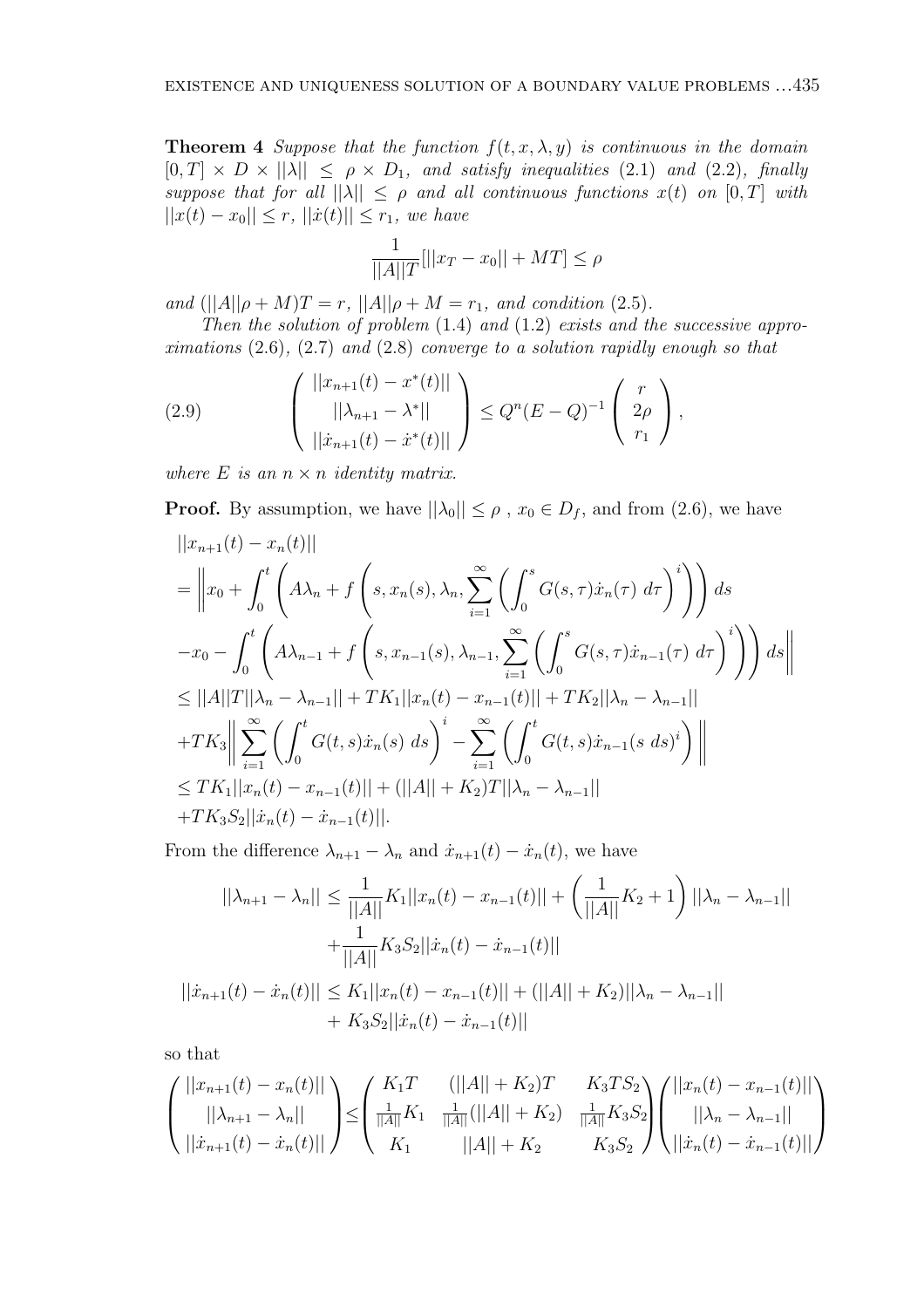**Theorem 4** *Suppose that the function $f(t, x, \lambda, y)$ is continuous in the domain $[0,T] \times D \times ||\lambda|| \leq \rho \times D_1$, and satisfy inequalities (2.1) and (2.2), finally suppose that for all $||\lambda|| \leq \rho$ and all continuous functions $x(t)$ on $[0,T]$ with $||x(t) - x_0|| \leq r$, $||\dot{x}(t)|| \leq r_1$, we have*

$$\frac{1}{||A||T}[||x_T - x_0|| + MT] \leq \rho$$

*and $(||A||\rho + M)T = r$, $||A||\rho + M = r_1$, and condition (2.5).*

*Then the solution of problem (1.4) and (1.2) exists and the successive approximations (2.6), (2.7) and (2.8) converge to a solution rapidly enough so that*

$$\begin{pmatrix} ||x_{n+1}(t) - x^*(t)|| \\ ||\lambda_{n+1} - \lambda^*|| \\ ||\dot{x}_{n+1}(t) - \dot{x}^*(t)|| \end{pmatrix} \leq Q^n (E - Q)^{-1} \begin{pmatrix} r \\ 2\rho \\ r_1 \end{pmatrix}, \tag{2.9}$$

*where $E$ is an $n \times n$ identity matrix.*

**Proof.** By assumption, we have $||\lambda_0|| \leq \rho$ , $x_0 \in D_f$, and from (2.6), we have

$$\begin{aligned}
&||x_{n+1}(t) - x_n(t)|| \\
&= \Bigg\| x_0 + \int_0^t \left( A\lambda_n + f\left(s, x_n(s), \lambda_n, \sum_{i=1}^{\infty} \left( \int_0^s G(s,\tau)\dot{x}_n(\tau)\, d\tau \right)^i \right) \right) ds \\
&- x_0 - \int_0^t \left( A\lambda_{n-1} + f\left(s, x_{n-1}(s), \lambda_{n-1}, \sum_{i=1}^{\infty} \left( \int_0^s G(s,\tau)\dot{x}_{n-1}(\tau)\, d\tau \right)^i \right) \right) ds \Bigg\| \\
&\leq ||A||T||\lambda_n - \lambda_{n-1}|| + TK_1||x_n(t) - x_{n-1}(t)|| + TK_2||\lambda_n - \lambda_{n-1}|| \\
&+ TK_3 \Bigg\| \sum_{i=1}^{\infty} \left( \int_0^t G(t,s)\dot{x}_n(s)\, ds \right)^i - \sum_{i=1}^{\infty} \left( \int_0^t G(t,s)\dot{x}_{n-1}(s\, ds)^i \right) \Bigg\| \\
&\leq TK_1||x_n(t) - x_{n-1}(t)|| + (||A|| + K_2)T||\lambda_n - \lambda_{n-1}|| \\
&+ TK_3S_2||\dot{x}_n(t) - \dot{x}_{n-1}(t)||.
\end{aligned}$$

From the difference $\lambda_{n+1} - \lambda_n$ and $\dot{x}_{n+1}(t) - \dot{x}_n(t)$, we have

$$\begin{aligned}
||\lambda_{n+1} - \lambda_n|| &\leq \frac{1}{||A||}K_1||x_n(t) - x_{n-1}(t)|| + \left( \frac{1}{||A||}K_2 + 1 \right) ||\lambda_n - \lambda_{n-1}|| \\
&+ \frac{1}{||A||}K_3S_2||\dot{x}_n(t) - \dot{x}_{n-1}(t)|| \\
||\dot{x}_{n+1}(t) - \dot{x}_n(t)|| &\leq K_1||x_n(t) - x_{n-1}(t)|| + (||A|| + K_2)||\lambda_n - \lambda_{n-1}|| \\
&+ K_3S_2||\dot{x}_n(t) - \dot{x}_{n-1}(t)||
\end{aligned}$$

so that

$$\begin{pmatrix} ||x_{n+1}(t) - x_n(t)|| \\ ||\lambda_{n+1} - \lambda_n|| \\ ||\dot{x}_{n+1}(t) - \dot{x}_n(t)|| \end{pmatrix} \leq \begin{pmatrix} K_1T & (||A|| + K_2)T & K_3TS_2 \\ \frac{1}{||A||}K_1 & \frac{1}{||A||}(||A|| + K_2) & \frac{1}{||A||}K_3S_2 \\ K_1 & ||A|| + K_2 & K_3S_2 \end{pmatrix} \begin{pmatrix} ||x_n(t) - x_{n-1}(t)|| \\ ||\lambda_n - \lambda_{n-1}|| \\ ||\dot{x}_n(t) - \dot{x}_{n-1}(t)|| \end{pmatrix}$$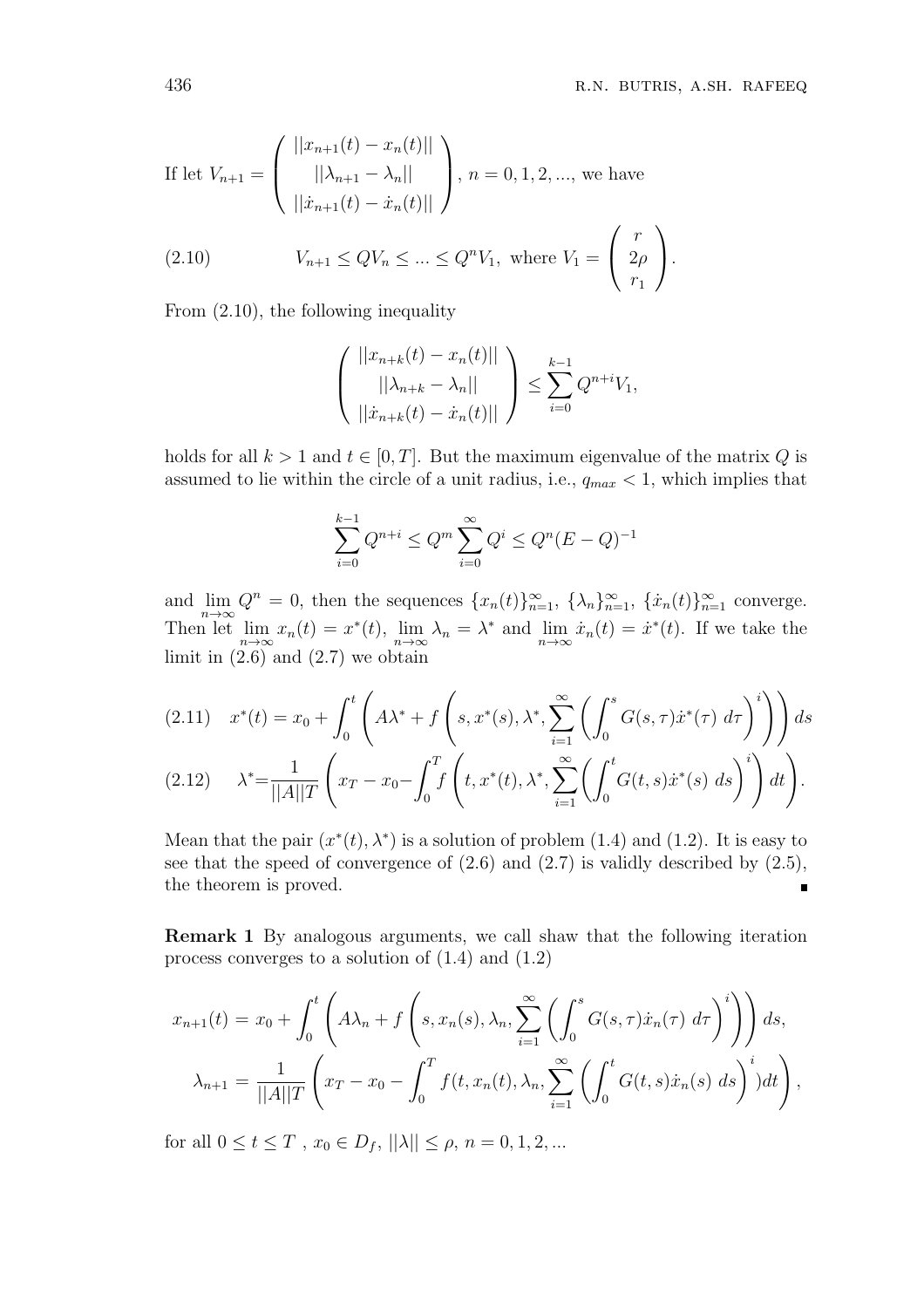If let $V_{n+1} = \begin{pmatrix} ||x_{n+1}(t) - x_n(t)|| \\ ||\lambda_{n+1} - \lambda_n|| \\ ||\dot{x}_{n+1}(t) - \dot{x}_n(t)|| \end{pmatrix}$, $n = 0, 1, 2, ...$, we have

$$V_{n+1} \leq QV_n \leq ... \leq Q^n V_1, \text{ where } V_1 = \begin{pmatrix} r \\ 2\rho \\ r_1 \end{pmatrix}. \tag{2.10}$$

From (2.10), the following inequality

$$\begin{pmatrix} ||x_{n+k}(t) - x_n(t)|| \\ ||\lambda_{n+k} - \lambda_n|| \\ ||\dot{x}_{n+k}(t) - \dot{x}_n(t)|| \end{pmatrix} \leq \sum_{i=0}^{k-1} Q^{n+i} V_1,$$

holds for all $k > 1$ and $t \in [0, T]$. But the maximum eigenvalue of the matrix $Q$ is assumed to lie within the circle of a unit radius, i.e., $q_{max} < 1$, which implies that

$$\sum_{i=0}^{k-1} Q^{n+i} \leq Q^m \sum_{i=0}^{\infty} Q^i \leq Q^n (E - Q)^{-1}$$

and $\lim_{n\to\infty} Q^n = 0$, then the sequences $\{x_n(t)\}_{n=1}^{\infty}$, $\{\lambda_n\}_{n=1}^{\infty}$, $\{\dot{x}_n(t)\}_{n=1}^{\infty}$ converge. Then let $\lim_{n\to\infty} x_n(t) = x^*(t)$, $\lim_{n\to\infty} \lambda_n = \lambda^*$ and $\lim_{n\to\infty} \dot{x}_n(t) = \dot{x}^*(t)$. If we take the limit in (2.6) and (2.7) we obtain

$$x^*(t) = x_0 + \int_0^t \left( A\lambda^* + f\left(s, x^*(s), \lambda^*, \sum_{i=1}^{\infty} \left( \int_0^s G(s,\tau)\dot{x}^*(\tau)\, d\tau \right)^i \right) \right) ds \tag{2.11}$$

$$\lambda^* = \frac{1}{||A||T} \left( x_T - x_0 - \int_0^T f\left(t, x^*(t), \lambda^*, \sum_{i=1}^{\infty} \left( \int_0^t G(t,s)\dot{x}^*(s)\, ds \right)^i \right) dt \right). \tag{2.12}$$

Mean that the pair $(x^*(t), \lambda^*)$ is a solution of problem (1.4) and (1.2). It is easy to see that the speed of convergence of (2.6) and (2.7) is validly described by (2.5), the theorem is proved. ∎

**Remark 1** By analogous arguments, we call shaw that the following iteration process converges to a solution of (1.4) and (1.2)

$$x_{n+1}(t) = x_0 + \int_0^t \left( A\lambda_n + f\left(s, x_n(s), \lambda_n, \sum_{i=1}^{\infty} \left( \int_0^s G(s,\tau)\dot{x}_n(\tau)\, d\tau \right)^i \right) \right) ds,$$

$$\lambda_{n+1} = \frac{1}{||A||T} \left( x_T - x_0 - \int_0^T f(t, x_n(t), \lambda_n, \sum_{i=1}^{\infty} \left( \int_0^t G(t,s)\dot{x}_n(s)\, ds \right)^i ) dt \right),$$

for all $0 \leq t \leq T$ , $x_0 \in D_f$, $||\lambda|| \leq \rho$, $n = 0, 1, 2, ...$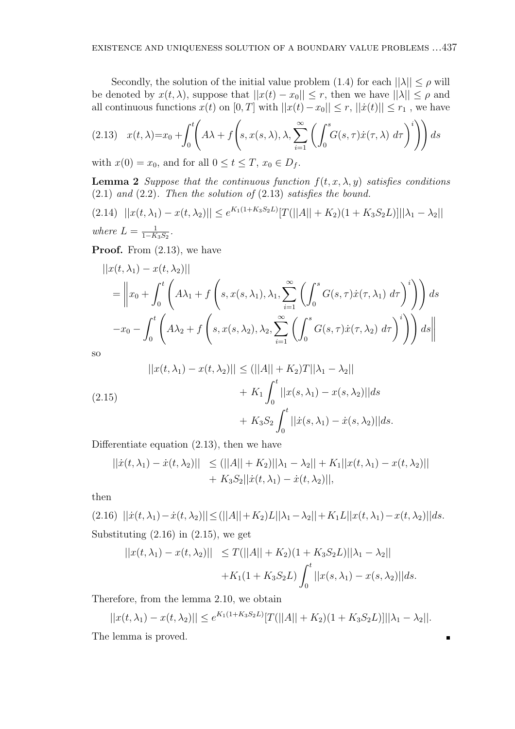Secondly, the solution of the initial value problem (1.4) for each $||\lambda|| \le \rho$ will be denoted by $x(t,\lambda)$, suppose that $||x(t)-x_0|| \le r$, then we have $||\lambda|| \le \rho$ and all continuous functions $x(t)$ on $[0,T]$ with $||x(t)-x_0|| \le r$, $||\dot{x}(t)|| \le r_1$ , we have

$$x(t,\lambda)=x_0+\int_0^t\left(A\lambda+f\left(s,x(s,\lambda),\lambda,\sum_{i=1}^{\infty}\left(\int_0^s G(s,\tau)\dot{x}(\tau,\lambda)\;d\tau\right)^i\right)\right)ds \tag{2.13}$$

with $x(0)=x_0$, and for all $0 \le t \le T$, $x_0 \in D_f$.

**Lemma 2** *Suppose that the continuous function $f(t,x,\lambda,y)$ satisfies conditions (2.1) and (2.2). Then the solution of (2.13) satisfies the bound.*

$$||x(t,\lambda_1)-x(t,\lambda_2)|| \le e^{K_1(1+K_3S_2L)}[T(||A||+K_2)(1+K_3S_2L)]||\lambda_1-\lambda_2|| \tag{2.14}$$

*where $L=\frac{1}{1-K_3S_2}$.*

**Proof.** From (2.13), we have

$$\begin{aligned}
&||x(t,\lambda_1)-x(t,\lambda_2)||\\
&=\Bigg\|x_0+\int_0^t\left(A\lambda_1+f\left(s,x(s,\lambda_1),\lambda_1,\sum_{i=1}^{\infty}\left(\int_0^s G(s,\tau)\dot{x}(\tau,\lambda_1)\;d\tau\right)^i\right)\right)ds\\
&-x_0-\int_0^t\left(A\lambda_2+f\left(s,x(s,\lambda_2),\lambda_2,\sum_{i=1}^{\infty}\left(\int_0^s G(s,\tau)\dot{x}(\tau,\lambda_2)\;d\tau\right)^i\right)\right)ds\Bigg\|
\end{aligned}$$

so

$$\begin{aligned}
||x(t,\lambda_1)-x(t,\lambda_2)|| &\le (||A||+K_2)T||\lambda_1-\lambda_2||\\
&+K_1\int_0^t ||x(s,\lambda_1)-x(s,\lambda_2)||ds\\
&+K_3S_2\int_0^t ||\dot{x}(s,\lambda_1)-\dot{x}(s,\lambda_2)||ds.
\end{aligned} \tag{2.15}$$

Differentiate equation (2.13), then we have

$$\begin{aligned}
||\dot{x}(t,\lambda_1)-\dot{x}(t,\lambda_2)|| &\le (||A||+K_2)||\lambda_1-\lambda_2||+K_1||x(t,\lambda_1)-x(t,\lambda_2)||\\
&+K_3S_2||\dot{x}(t,\lambda_1)-\dot{x}(t,\lambda_2)||,
\end{aligned}$$

then

$$||\dot{x}(t,\lambda_1)-\dot{x}(t,\lambda_2)|| \le (||A||+K_2)L||\lambda_1-\lambda_2||+K_1L||x(t,\lambda_1)-x(t,\lambda_2)||ds. \tag{2.16}$$

Substituting (2.16) in (2.15), we get

$$\begin{aligned}
||x(t,\lambda_1)-x(t,\lambda_2)|| &\le T(||A||+K_2)(1+K_3S_2L)||\lambda_1-\lambda_2||\\
&+K_1(1+K_3S_2L)\int_0^t ||x(s,\lambda_1)-x(s,\lambda_2)||ds.
\end{aligned}$$

Therefore, from the lemma 2.10, we obtain

$$||x(t,\lambda_1)-x(t,\lambda_2)|| \le e^{K_1(1+K_3S_2L)}[T(||A||+K_2)(1+K_3S_2L)]||\lambda_1-\lambda_2||.$$

The lemma is proved. ∎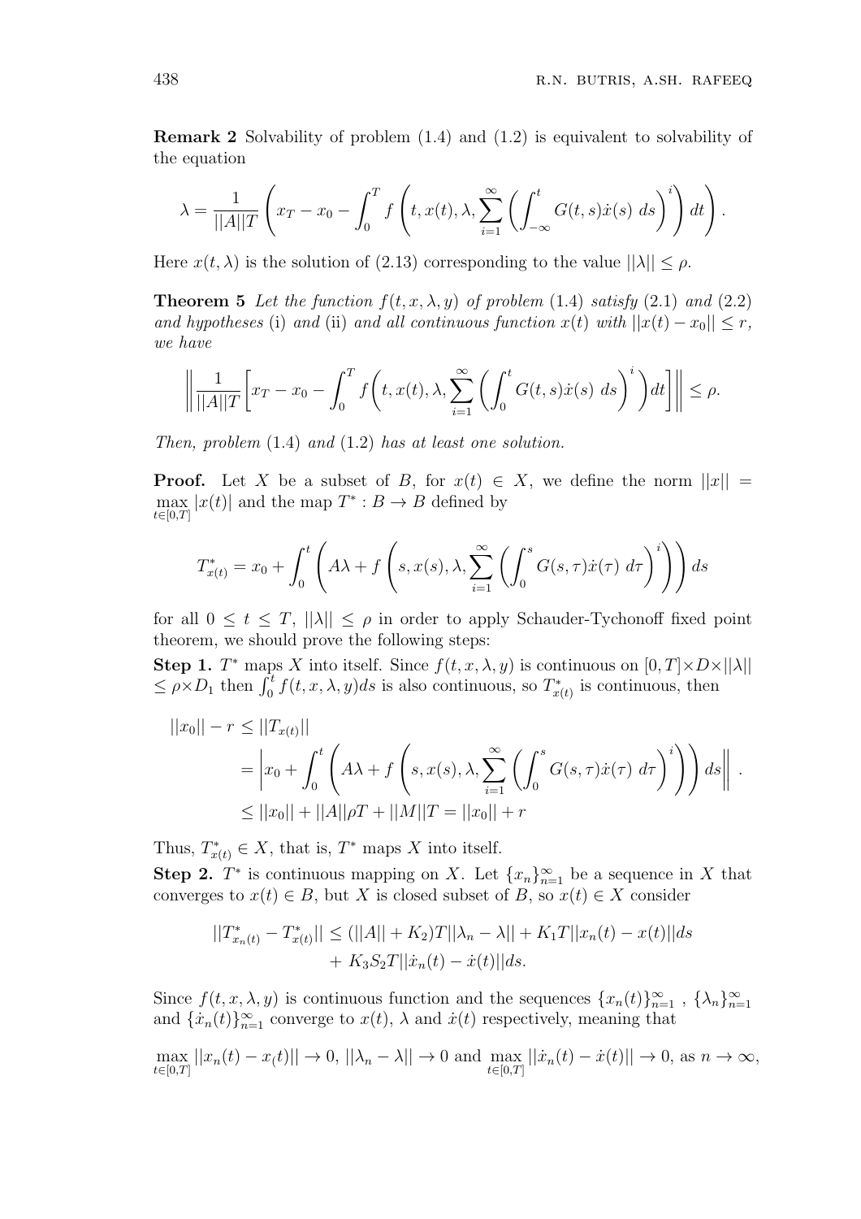**Remark 2** Solvability of problem (1.4) and (1.2) is equivalent to solvability of the equation

$$\lambda = \frac{1}{||A||T}\left(x_T - x_0 - \int_0^T f\left(t, x(t), \lambda, \sum_{i=1}^{\infty}\left(\int_{-\infty}^{t} G(t,s)\dot{x}(s)\ ds\right)^i\right) dt\right).$$

Here $x(t, \lambda)$ is the solution of (2.13) corresponding to the value $||\lambda|| \le \rho$.

**Theorem 5** *Let the function $f(t, x, \lambda, y)$ of problem* (1.4) *satisfy* (2.1) *and* (2.2) *and hypotheses* (i) *and* (ii) *and all continuous function $x(t)$ with $||x(t) - x_0|| \le r$, we have*

$$\left\| \frac{1}{||A||T}\left[x_T - x_0 - \int_0^T f\left(t, x(t), \lambda, \sum_{i=1}^{\infty}\left(\int_0^t G(t,s)\dot{x}(s)\ ds\right)^i\right) dt\right]\right\| \le \rho.$$

*Then, problem* (1.4) *and* (1.2) *has at least one solution.*

**Proof.** Let $X$ be a subset of $B$, for $x(t) \in X$, we define the norm $||x|| = \max_{t\in[0,T]} |x(t)|$ and the map $T^* : B \to B$ defined by

$$T^*_{x(t)} = x_0 + \int_0^t \left(A\lambda + f\left(s, x(s), \lambda, \sum_{i=1}^{\infty}\left(\int_0^s G(s,\tau)\dot{x}(\tau)\ d\tau\right)^i\right)\right) ds$$

for all $0 \le t \le T$, $||\lambda|| \le \rho$ in order to apply Schauder-Tychonoff fixed point theorem, we should prove the following steps:

**Step 1.** $T^*$ maps $X$ into itself. Since $f(t, x, \lambda, y)$ is continuous on $[0, T]\times D \times ||\lambda|| \le \rho \times D_1$ then $\int_0^t f(t, x, \lambda, y)ds$ is also continuous, so $T^*_{x(t)}$ is continuous, then

$$\begin{aligned} ||x_0|| - r \le ||T_{x(t)}|| & \\ &= \left|x_0 + \int_0^t \left(A\lambda + f\left(s, x(s), \lambda, \sum_{i=1}^{\infty}\left(\int_0^s G(s,\tau)\dot{x}(\tau)\ d\tau\right)^i\right)\right) ds\right\| . \\ &\le ||x_0|| + ||A||\rho T + ||M||T = ||x_0|| + r \end{aligned}$$

Thus, $T^*_{x(t)} \in X$, that is, $T^*$ maps $X$ into itself.

**Step 2.** $T^*$ is continuous mapping on $X$. Let $\{x_n\}_{n=1}^{\infty}$ be a sequence in $X$ that converges to $x(t) \in B$, but $X$ is closed subset of $B$, so $x(t) \in X$ consider

$$\begin{aligned} ||T^*_{x_n(t)} - T^*_{x(t)}|| \le & (||A|| + K_2)T||\lambda_n - \lambda|| + K_1T||x_n(t) - x(t)||ds \\ & + K_3S_2T||\dot{x}_n(t) - \dot{x}(t)||ds. \end{aligned}$$

Since $f(t, x, \lambda, y)$ is continuous function and the sequences $\{x_n(t)\}_{n=1}^{\infty}$ , $\{\lambda_n\}_{n=1}^{\infty}$ and $\{\dot{x}_n(t)\}_{n=1}^{\infty}$ converge to $x(t)$, $\lambda$ and $\dot{x}(t)$ respectively, meaning that

$\max_{t\in[0,T]} ||x_n(t) - x_(t)|| \to 0$, $||\lambda_n - \lambda|| \to 0$ and $\max_{t\in[0,T]} ||\dot{x}_n(t) - \dot{x}(t)|| \to 0$, as $n \to \infty$,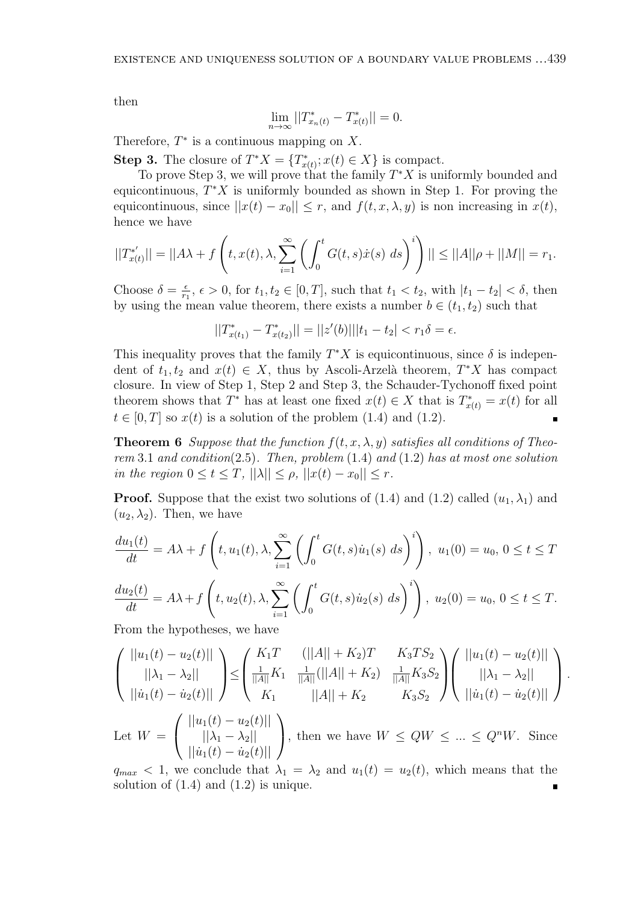then

$$\lim_{n\to\infty} ||T^*_{x_n(t)} - T^*_{x(t)}|| = 0.$$

Therefore, $T^*$ is a continuous mapping on $X$.

**Step 3.** The closure of $T^*X = \{T^*_{x(t)}; x(t) \in X\}$ is compact.

To prove Step 3, we will prove that the family $T^*X$ is uniformly bounded and equicontinuous, $T^*X$ is uniformly bounded as shown in Step 1. For proving the equicontinuous, since $||x(t) - x_0|| \leq r$, and $f(t, x, \lambda, y)$ is non increasing in $x(t)$, hence we have

$$||T^{*'}_{x(t)}|| = ||A\lambda + f\left(t, x(t), \lambda, \sum_{i=1}^{\infty}\left(\int_0^t G(t,s)\dot{x}(s)\ ds\right)^i\right)|| \leq ||A||\rho + ||M|| = r_1.$$

Choose $\delta = \frac{\epsilon}{r_1}$, $\epsilon > 0$, for $t_1, t_2 \in [0, T]$, such that $t_1 < t_2$, with $|t_1 - t_2| < \delta$, then by using the mean value theorem, there exists a number $b \in (t_1, t_2)$ such that

$$||T^*_{x(t_1)} - T^*_{x(t_2)}|| = ||z'(b)|||t_1 - t_2| < r_1\delta = \epsilon.$$

This inequality proves that the family $T^*X$ is equicontinuous, since $\delta$ is independent of $t_1, t_2$ and $x(t) \in X$, thus by Ascoli-Arzelà theorem, $T^*X$ has compact closure. In view of Step 1, Step 2 and Step 3, the Schauder-Tychonoff fixed point theorem shows that $T^*$ has at least one fixed $x(t) \in X$ that is $T^*_{x(t)} = x(t)$ for all $t \in [0, T]$ so $x(t)$ is a solution of the problem (1.4) and (1.2). ∎

**Theorem 6** *Suppose that the function $f(t, x, \lambda, y)$ satisfies all conditions of Theorem 3.1 and condition(2.5). Then, problem (1.4) and (1.2) has at most one solution in the region $0 \leq t \leq T$, $||\lambda|| \leq \rho$, $||x(t) - x_0|| \leq r$.*

**Proof.** Suppose that the exist two solutions of (1.4) and (1.2) called $(u_1, \lambda_1)$ and $(u_2, \lambda_2)$. Then, we have

$$\frac{du_1(t)}{dt} = A\lambda + f\left(t, u_1(t), \lambda, \sum_{i=1}^{\infty}\left(\int_0^t G(t,s)\dot{u}_1(s)\ ds\right)^i\right),\ u_1(0) = u_0,\ 0 \leq t \leq T$$

$$\frac{du_2(t)}{dt} = A\lambda + f\left(t, u_2(t), \lambda, \sum_{i=1}^{\infty}\left(\int_0^t G(t,s)\dot{u}_2(s)\ ds\right)^i\right),\ u_2(0) = u_0,\ 0 \leq t \leq T.$$

From the hypotheses, we have

$$\begin{pmatrix} ||u_1(t) - u_2(t)|| \\ ||\lambda_1 - \lambda_2|| \\ ||\dot{u}_1(t) - \dot{u}_2(t)|| \end{pmatrix} \leq \begin{pmatrix} K_1T & (||A|| + K_2)T & K_3TS_2 \\ \frac{1}{||A||}K_1 & \frac{1}{||A||}(||A|| + K_2) & \frac{1}{||A||}K_3S_2 \\ K_1 & ||A|| + K_2 & K_3S_2 \end{pmatrix} \begin{pmatrix} ||u_1(t) - u_2(t)|| \\ ||\lambda_1 - \lambda_2|| \\ ||\dot{u}_1(t) - \dot{u}_2(t)|| \end{pmatrix}.$$

Let $W = \begin{pmatrix} ||u_1(t) - u_2(t)|| \\ ||\lambda_1 - \lambda_2|| \\ ||\dot{u}_1(t) - \dot{u}_2(t)|| \end{pmatrix}$, then we have $W \leq QW \leq ... \leq Q^nW$. Since $q_{max} < 1$, we conclude that $\lambda_1 = \lambda_2$ and $u_1(t) = u_2(t)$, which means that the solution of (1.4) and (1.2) is unique. ∎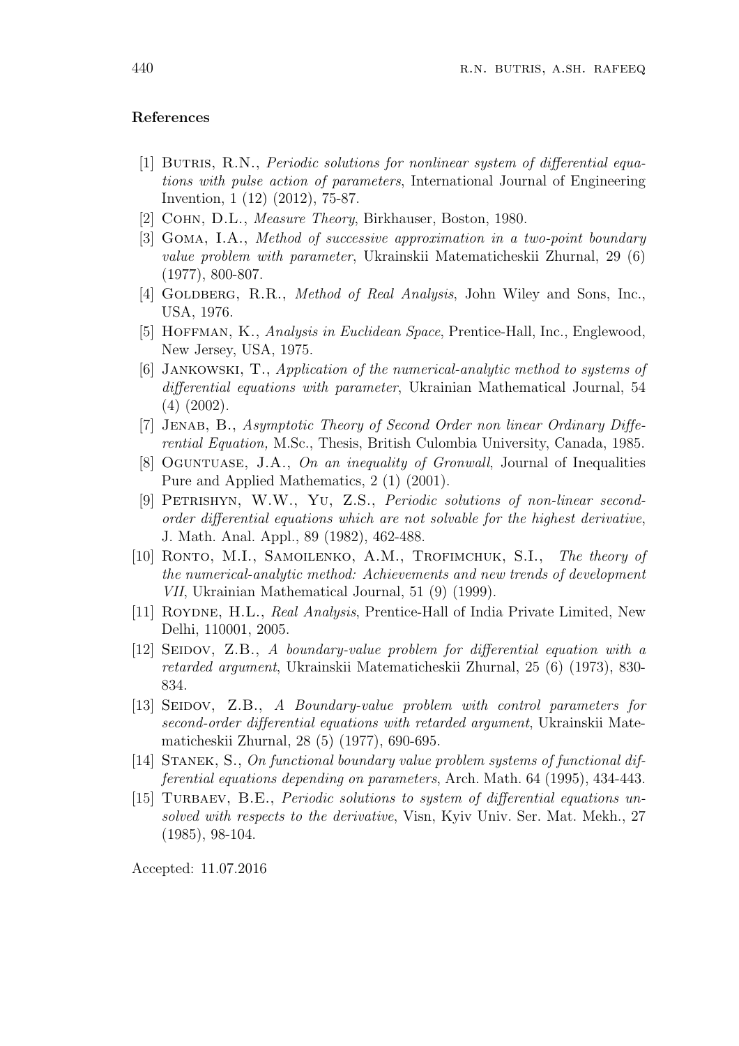## References

[1] Butris, R.N., *Periodic solutions for nonlinear system of differential equations with pulse action of parameters*, International Journal of Engineering Invention, 1 (12) (2012), 75-87.

[2] Cohn, D.L., *Measure Theory*, Birkhauser, Boston, 1980.

[3] Goma, I.A., *Method of successive approximation in a two-point boundary value problem with parameter*, Ukrainskii Matematicheskii Zhurnal, 29 (6) (1977), 800-807.

[4] Goldberg, R.R., *Method of Real Analysis*, John Wiley and Sons, Inc., USA, 1976.

[5] Hoffman, K., *Analysis in Euclidean Space*, Prentice-Hall, Inc., Englewood, New Jersey, USA, 1975.

[6] Jankowski, T., *Application of the numerical-analytic method to systems of differential equations with parameter*, Ukrainian Mathematical Journal, 54 (4) (2002).

[7] Jenab, B., *Asymptotic Theory of Second Order non linear Ordinary Differential Equation,* M.Sc., Thesis, British Culombia University, Canada, 1985.

[8] Oguntuase, J.A., *On an inequality of Gronwall*, Journal of Inequalities Pure and Applied Mathematics, 2 (1) (2001).

[9] Petrishyn, W.W., Yu, Z.S., *Periodic solutions of non-linear second-order differential equations which are not solvable for the highest derivative*, J. Math. Anal. Appl., 89 (1982), 462-488.

[10] Ronto, M.I., Samoilenko, A.M., Trofimchuk, S.I., *The theory of the numerical-analytic method: Achievements and new trends of development VII*, Ukrainian Mathematical Journal, 51 (9) (1999).

[11] Roydne, H.L., *Real Analysis*, Prentice-Hall of India Private Limited, New Delhi, 110001, 2005.

[12] Seidov, Z.B., *A boundary-value problem for differential equation with a retarded argument*, Ukrainskii Matematicheskii Zhurnal, 25 (6) (1973), 830-834.

[13] Seidov, Z.B., *A Boundary-value problem with control parameters for second-order differential equations with retarded argument*, Ukrainskii Matematicheskii Zhurnal, 28 (5) (1977), 690-695.

[14] Stanek, S., *On functional boundary value problem systems of functional differential equations depending on parameters*, Arch. Math. 64 (1995), 434-443.

[15] Turbaev, B.E., *Periodic solutions to system of differential equations unsolved with respects to the derivative*, Visn, Kyiv Univ. Ser. Mat. Mekh., 27 (1985), 98-104.

Accepted: 11.07.2016